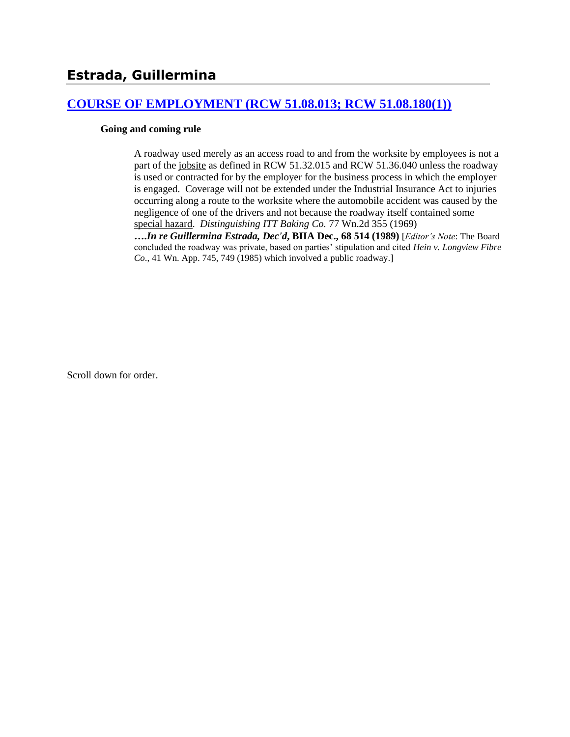## Estrada, Guillermina

### [COURSE OF EMPLOYMENT (RCW 51.08.013; RCW 51.08.180(1))]()

**Going and coming rule**

> A roadway used merely as an access road to and from the worksite by employees is not a part of the jobsite as defined in RCW 51.32.015 and RCW 51.36.040 unless the roadway is used or contracted for by the employer for the business process in which the employer is engaged. Coverage will not be extended under the Industrial Insurance Act to injuries occurring along a route to the worksite where the automobile accident was caused by the negligence of one of the drivers and not because the roadway itself contained some special hazard. *Distinguishing ITT Baking Co.* 77 Wn.2d 355 (1969)
>
> ***….In re Guillermina Estrada, Dec'd*, BIIA Dec., 68 514 (1989)** [*Editor's Note*: The Board concluded the roadway was private, based on parties' stipulation and cited *Hein v. Longview Fibre Co.*, 41 Wn. App. 745, 749 (1985) which involved a public roadway.]

Scroll down for order.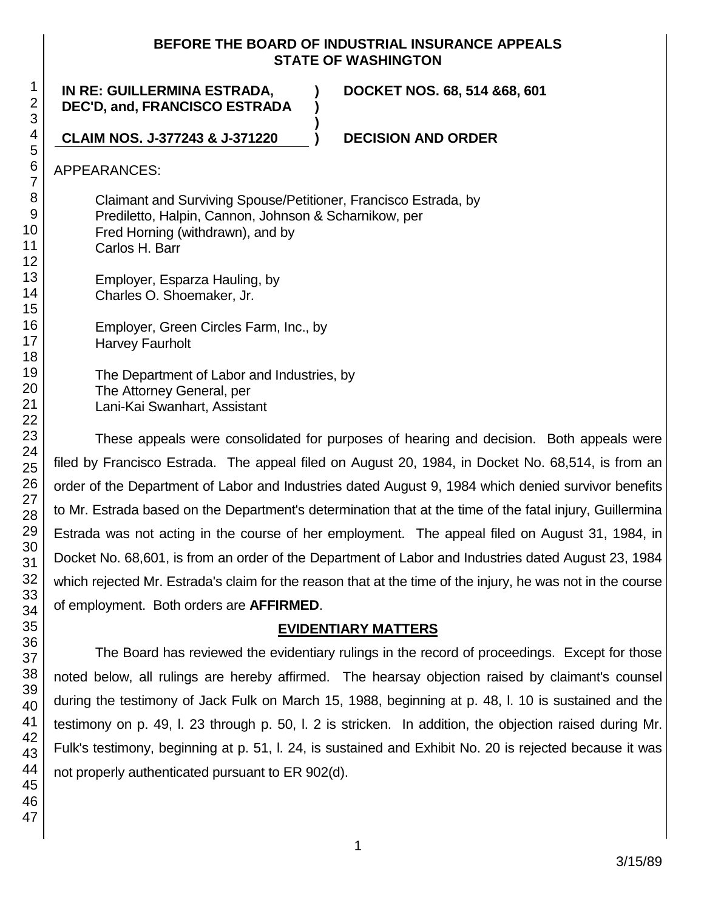**BEFORE THE BOARD OF INDUSTRIAL INSURANCE APPEALS**
**STATE OF WASHINGTON**

| | | |
|---|---|---|
| **IN RE: GUILLERMINA ESTRADA, DEC'D, and, FRANCISCO ESTRADA** | **)** **)** **)** | **DOCKET NOS. 68, 514 &68, 601** |
| **CLAIM NOS. J-377243 & J-371220** | **)** | **DECISION AND ORDER** |

APPEARANCES:

Claimant and Surviving Spouse/Petitioner, Francisco Estrada, by
Prediletto, Halpin, Cannon, Johnson & Scharnikow, per
Fred Horning (withdrawn), and by
Carlos H. Barr

Employer, Esparza Hauling, by
Charles O. Shoemaker, Jr.

Employer, Green Circles Farm, Inc., by
Harvey Faurholt

The Department of Labor and Industries, by
The Attorney General, per
Lani-Kai Swanhart, Assistant

These appeals were consolidated for purposes of hearing and decision. Both appeals were filed by Francisco Estrada. The appeal filed on August 20, 1984, in Docket No. 68,514, is from an order of the Department of Labor and Industries dated August 9, 1984 which denied survivor benefits to Mr. Estrada based on the Department's determination that at the time of the fatal injury, Guillermina Estrada was not acting in the course of her employment. The appeal filed on August 31, 1984, in Docket No. 68,601, is from an order of the Department of Labor and Industries dated August 23, 1984 which rejected Mr. Estrada's claim for the reason that at the time of the injury, he was not in the course of employment. Both orders are **AFFIRMED**.

## EVIDENTIARY MATTERS

The Board has reviewed the evidentiary rulings in the record of proceedings. Except for those noted below, all rulings are hereby affirmed. The hearsay objection raised by claimant's counsel during the testimony of Jack Fulk on March 15, 1988, beginning at p. 48, l. 10 is sustained and the testimony on p. 49, l. 23 through p. 50, l. 2 is stricken. In addition, the objection raised during Mr. Fulk's testimony, beginning at p. 51, l. 24, is sustained and Exhibit No. 20 is rejected because it was not properly authenticated pursuant to ER 902(d).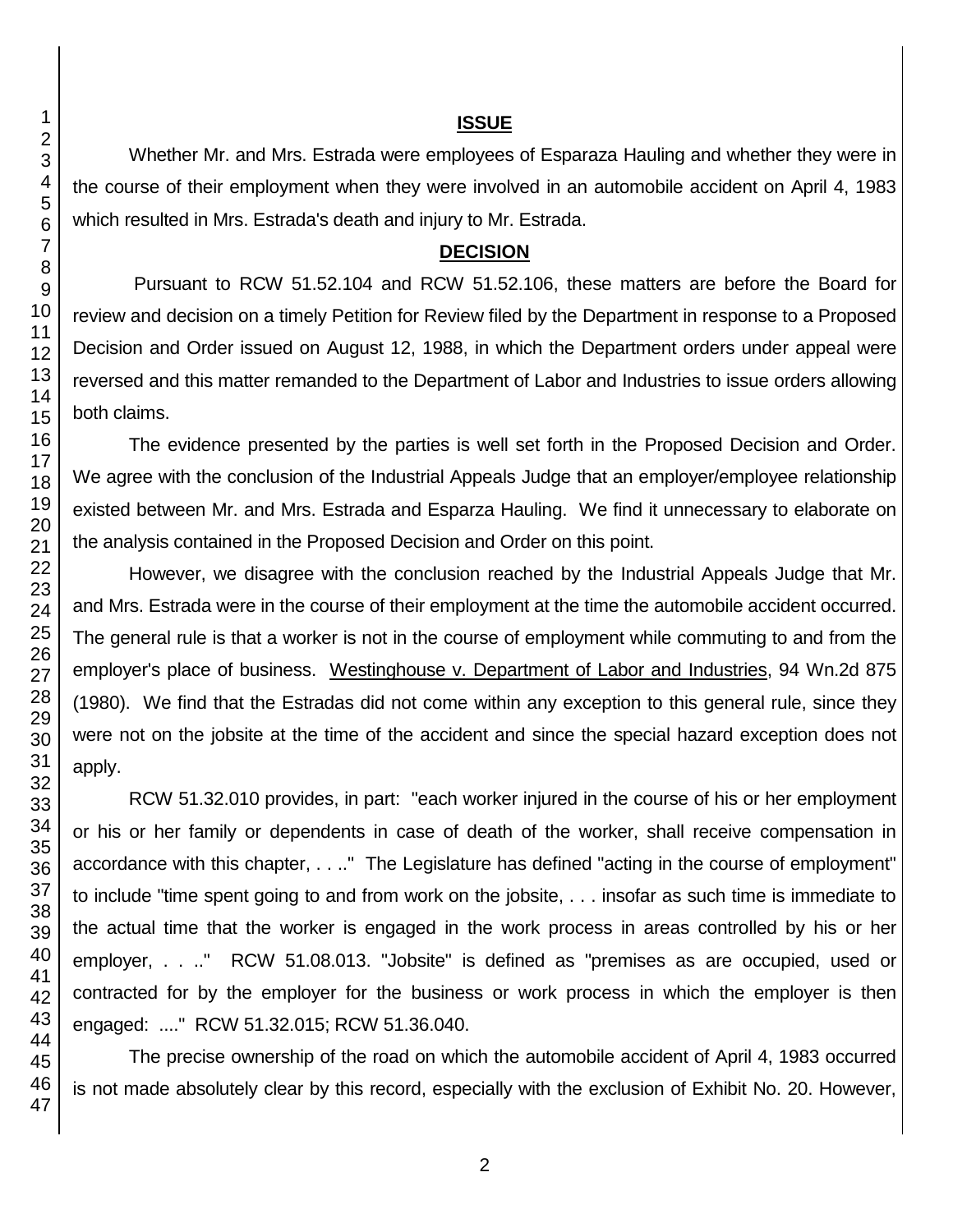## ISSUE

Whether Mr. and Mrs. Estrada were employees of Esparaza Hauling and whether they were in the course of their employment when they were involved in an automobile accident on April 4, 1983 which resulted in Mrs. Estrada's death and injury to Mr. Estrada.

## DECISION

Pursuant to RCW 51.52.104 and RCW 51.52.106, these matters are before the Board for review and decision on a timely Petition for Review filed by the Department in response to a Proposed Decision and Order issued on August 12, 1988, in which the Department orders under appeal were reversed and this matter remanded to the Department of Labor and Industries to issue orders allowing both claims.

The evidence presented by the parties is well set forth in the Proposed Decision and Order. We agree with the conclusion of the Industrial Appeals Judge that an employer/employee relationship existed between Mr. and Mrs. Estrada and Esparza Hauling. We find it unnecessary to elaborate on the analysis contained in the Proposed Decision and Order on this point.

However, we disagree with the conclusion reached by the Industrial Appeals Judge that Mr. and Mrs. Estrada were in the course of their employment at the time the automobile accident occurred. The general rule is that a worker is not in the course of employment while commuting to and from the employer's place of business. Westinghouse v. Department of Labor and Industries, 94 Wn.2d 875 (1980). We find that the Estradas did not come within any exception to this general rule, since they were not on the jobsite at the time of the accident and since the special hazard exception does not apply.

RCW 51.32.010 provides, in part: "each worker injured in the course of his or her employment or his or her family or dependents in case of death of the worker, shall receive compensation in accordance with this chapter, . . .." The Legislature has defined "acting in the course of employment" to include "time spent going to and from work on the jobsite, . . . insofar as such time is immediate to the actual time that the worker is engaged in the work process in areas controlled by his or her employer, . . .." RCW 51.08.013. "Jobsite" is defined as "premises as are occupied, used or contracted for by the employer for the business or work process in which the employer is then engaged: ...." RCW 51.32.015; RCW 51.36.040.

The precise ownership of the road on which the automobile accident of April 4, 1983 occurred is not made absolutely clear by this record, especially with the exclusion of Exhibit No. 20. However,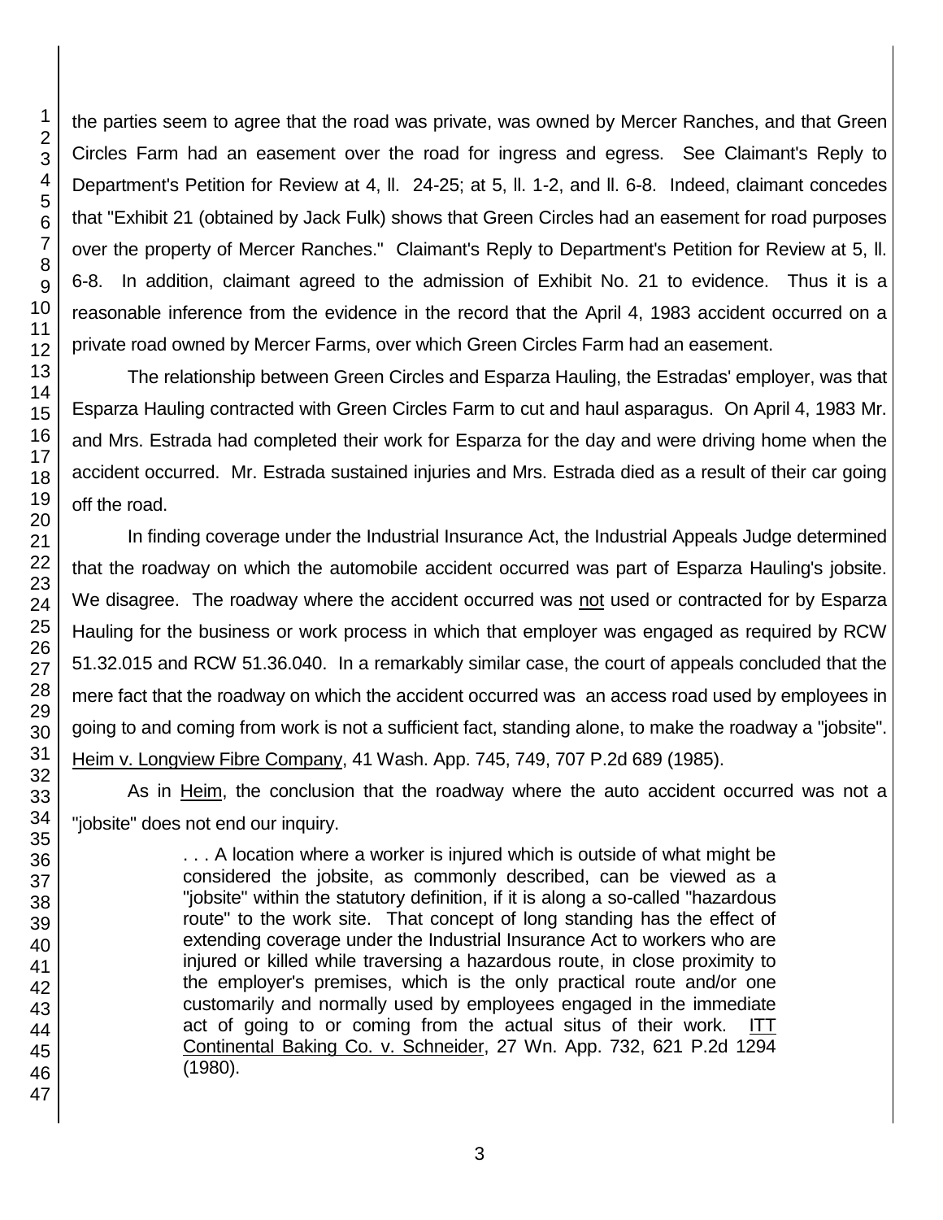the parties seem to agree that the road was private, was owned by Mercer Ranches, and that Green Circles Farm had an easement over the road for ingress and egress. See Claimant's Reply to Department's Petition for Review at 4, ll. 24-25; at 5, ll. 1-2, and ll. 6-8. Indeed, claimant concedes that "Exhibit 21 (obtained by Jack Fulk) shows that Green Circles had an easement for road purposes over the property of Mercer Ranches." Claimant's Reply to Department's Petition for Review at 5, ll. 6-8. In addition, claimant agreed to the admission of Exhibit No. 21 to evidence. Thus it is a reasonable inference from the evidence in the record that the April 4, 1983 accident occurred on a private road owned by Mercer Farms, over which Green Circles Farm had an easement.

The relationship between Green Circles and Esparza Hauling, the Estradas' employer, was that Esparza Hauling contracted with Green Circles Farm to cut and haul asparagus. On April 4, 1983 Mr. and Mrs. Estrada had completed their work for Esparza for the day and were driving home when the accident occurred. Mr. Estrada sustained injuries and Mrs. Estrada died as a result of their car going off the road.

In finding coverage under the Industrial Insurance Act, the Industrial Appeals Judge determined that the roadway on which the automobile accident occurred was part of Esparza Hauling's jobsite. We disagree. The roadway where the accident occurred was not used or contracted for by Esparza Hauling for the business or work process in which that employer was engaged as required by RCW 51.32.015 and RCW 51.36.040. In a remarkably similar case, the court of appeals concluded that the mere fact that the roadway on which the accident occurred was an access road used by employees in going to and coming from work is not a sufficient fact, standing alone, to make the roadway a "jobsite". Heim v. Longview Fibre Company, 41 Wash. App. 745, 749, 707 P.2d 689 (1985).

As in Heim, the conclusion that the roadway where the auto accident occurred was not a "jobsite" does not end our inquiry.

> . . . A location where a worker is injured which is outside of what might be considered the jobsite, as commonly described, can be viewed as a "jobsite" within the statutory definition, if it is along a so-called "hazardous route" to the work site. That concept of long standing has the effect of extending coverage under the Industrial Insurance Act to workers who are injured or killed while traversing a hazardous route, in close proximity to the employer's premises, which is the only practical route and/or one customarily and normally used by employees engaged in the immediate act of going to or coming from the actual situs of their work. ITT Continental Baking Co. v. Schneider, 27 Wn. App. 732, 621 P.2d 1294 (1980).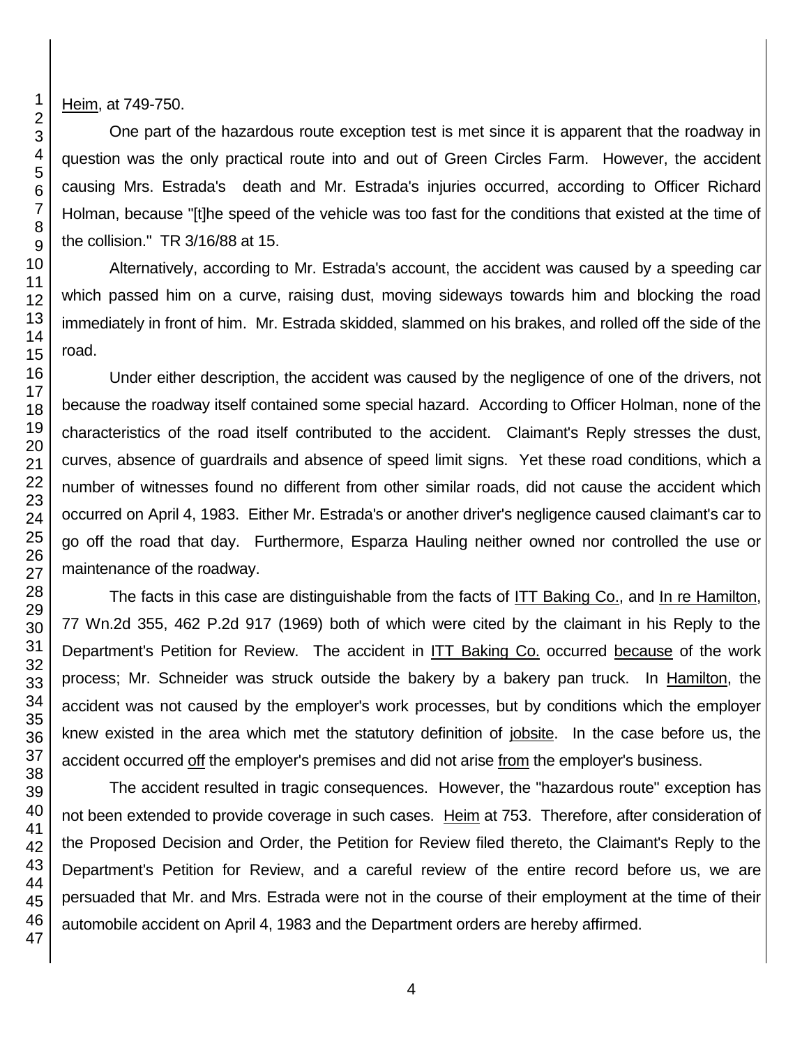Heim, at 749-750.

One part of the hazardous route exception test is met since it is apparent that the roadway in question was the only practical route into and out of Green Circles Farm. However, the accident causing Mrs. Estrada's death and Mr. Estrada's injuries occurred, according to Officer Richard Holman, because "[t]he speed of the vehicle was too fast for the conditions that existed at the time of the collision." TR 3/16/88 at 15.

Alternatively, according to Mr. Estrada's account, the accident was caused by a speeding car which passed him on a curve, raising dust, moving sideways towards him and blocking the road immediately in front of him. Mr. Estrada skidded, slammed on his brakes, and rolled off the side of the road.

Under either description, the accident was caused by the negligence of one of the drivers, not because the roadway itself contained some special hazard. According to Officer Holman, none of the characteristics of the road itself contributed to the accident. Claimant's Reply stresses the dust, curves, absence of guardrails and absence of speed limit signs. Yet these road conditions, which a number of witnesses found no different from other similar roads, did not cause the accident which occurred on April 4, 1983. Either Mr. Estrada's or another driver's negligence caused claimant's car to go off the road that day. Furthermore, Esparza Hauling neither owned nor controlled the use or maintenance of the roadway.

The facts in this case are distinguishable from the facts of ITT Baking Co., and In re Hamilton, 77 Wn.2d 355, 462 P.2d 917 (1969) both of which were cited by the claimant in his Reply to the Department's Petition for Review. The accident in ITT Baking Co. occurred because of the work process; Mr. Schneider was struck outside the bakery by a bakery pan truck. In Hamilton, the accident was not caused by the employer's work processes, but by conditions which the employer knew existed in the area which met the statutory definition of jobsite. In the case before us, the accident occurred off the employer's premises and did not arise from the employer's business.

The accident resulted in tragic consequences. However, the "hazardous route" exception has not been extended to provide coverage in such cases. Heim at 753. Therefore, after consideration of the Proposed Decision and Order, the Petition for Review filed thereto, the Claimant's Reply to the Department's Petition for Review, and a careful review of the entire record before us, we are persuaded that Mr. and Mrs. Estrada were not in the course of their employment at the time of their automobile accident on April 4, 1983 and the Department orders are hereby affirmed.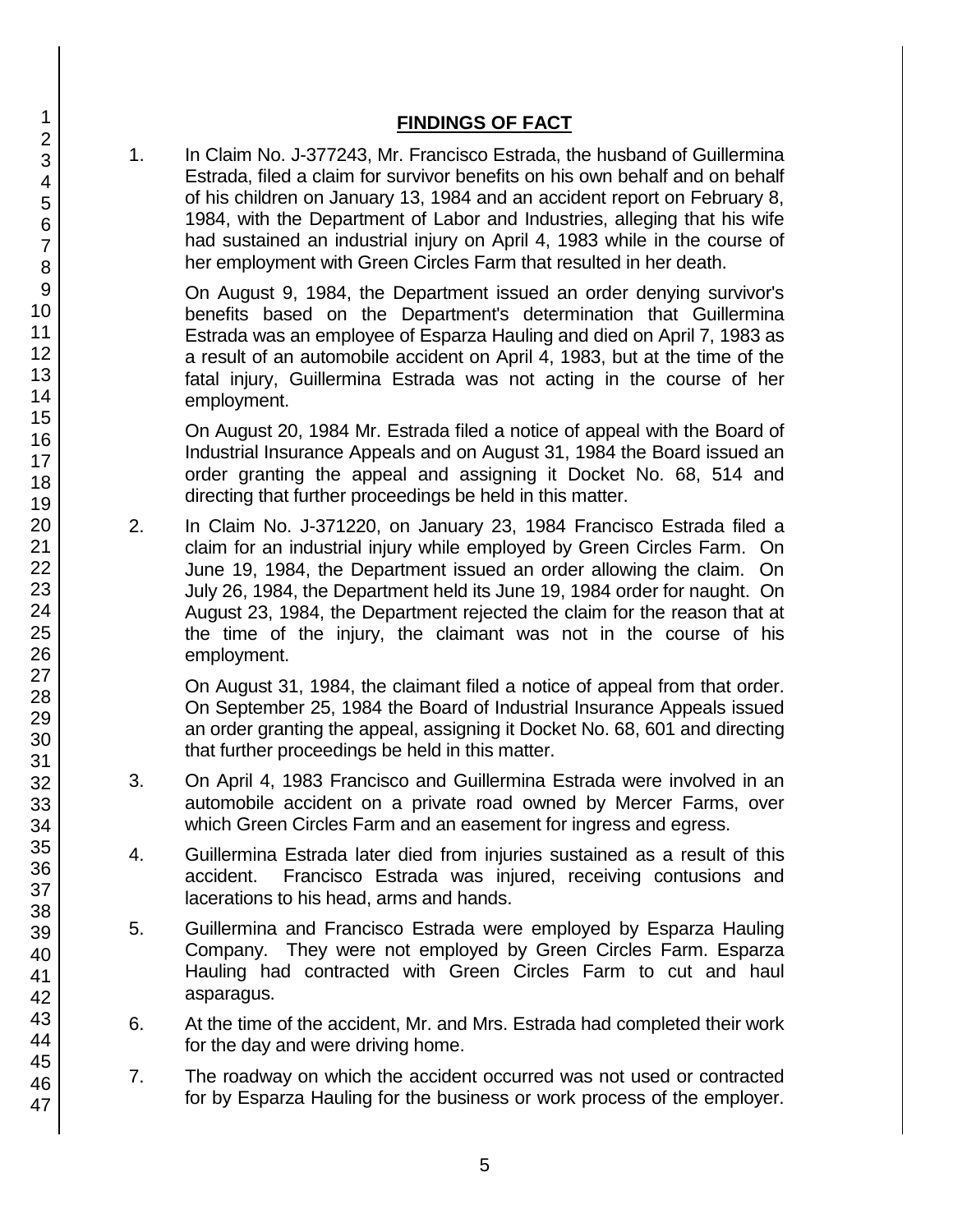## FINDINGS OF FACT

1. In Claim No. J-377243, Mr. Francisco Estrada, the husband of Guillermina Estrada, filed a claim for survivor benefits on his own behalf and on behalf of his children on January 13, 1984 and an accident report on February 8, 1984, with the Department of Labor and Industries, alleging that his wife had sustained an industrial injury on April 4, 1983 while in the course of her employment with Green Circles Farm that resulted in her death.

   On August 9, 1984, the Department issued an order denying survivor's benefits based on the Department's determination that Guillermina Estrada was an employee of Esparza Hauling and died on April 7, 1983 as a result of an automobile accident on April 4, 1983, but at the time of the fatal injury, Guillermina Estrada was not acting in the course of her employment.

   On August 20, 1984 Mr. Estrada filed a notice of appeal with the Board of Industrial Insurance Appeals and on August 31, 1984 the Board issued an order granting the appeal and assigning it Docket No. 68, 514 and directing that further proceedings be held in this matter.

2. In Claim No. J-371220, on January 23, 1984 Francisco Estrada filed a claim for an industrial injury while employed by Green Circles Farm. On June 19, 1984, the Department issued an order allowing the claim. On July 26, 1984, the Department held its June 19, 1984 order for naught. On August 23, 1984, the Department rejected the claim for the reason that at the time of the injury, the claimant was not in the course of his employment.

   On August 31, 1984, the claimant filed a notice of appeal from that order. On September 25, 1984 the Board of Industrial Insurance Appeals issued an order granting the appeal, assigning it Docket No. 68, 601 and directing that further proceedings be held in this matter.

3. On April 4, 1983 Francisco and Guillermina Estrada were involved in an automobile accident on a private road owned by Mercer Farms, over which Green Circles Farm and an easement for ingress and egress.

4. Guillermina Estrada later died from injuries sustained as a result of this accident. Francisco Estrada was injured, receiving contusions and lacerations to his head, arms and hands.

5. Guillermina and Francisco Estrada were employed by Esparza Hauling Company. They were not employed by Green Circles Farm. Esparza Hauling had contracted with Green Circles Farm to cut and haul asparagus.

6. At the time of the accident, Mr. and Mrs. Estrada had completed their work for the day and were driving home.

7. The roadway on which the accident occurred was not used or contracted for by Esparza Hauling for the business or work process of the employer.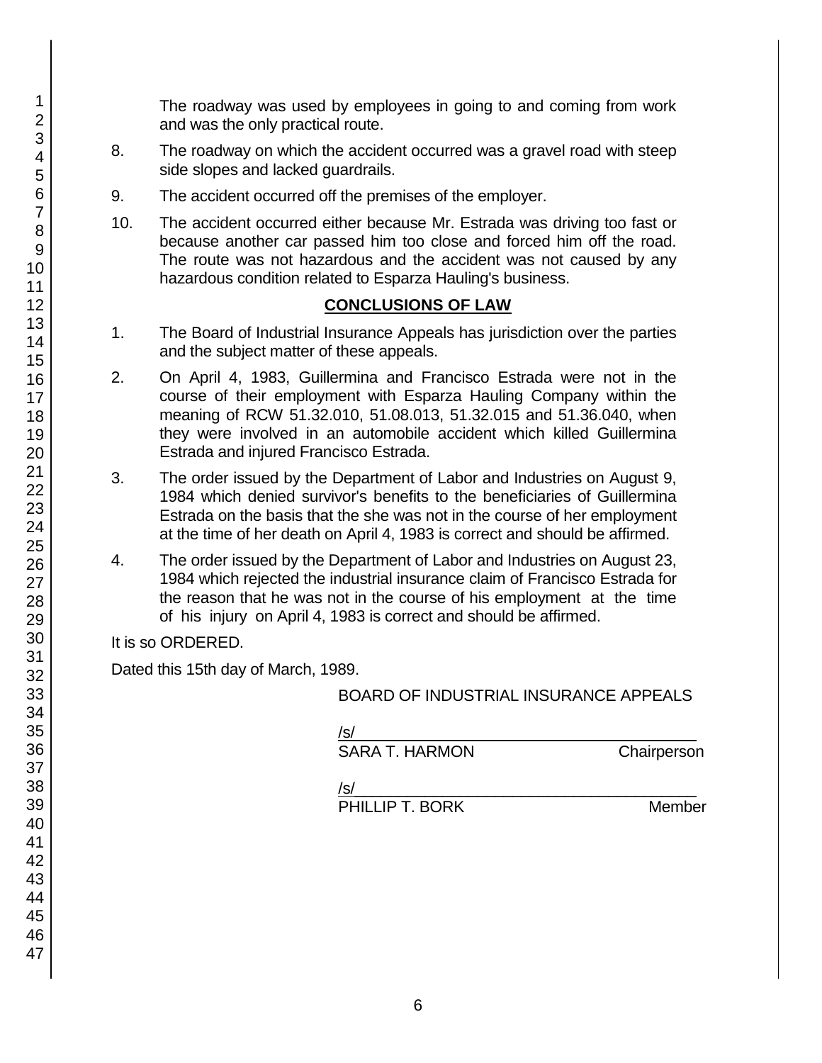The roadway was used by employees in going to and coming from work and was the only practical route.

8. The roadway on which the accident occurred was a gravel road with steep side slopes and lacked guardrails.

9. The accident occurred off the premises of the employer.

10. The accident occurred either because Mr. Estrada was driving too fast or because another car passed him too close and forced him off the road. The route was not hazardous and the accident was not caused by any hazardous condition related to Esparza Hauling's business.

## CONCLUSIONS OF LAW

1. The Board of Industrial Insurance Appeals has jurisdiction over the parties and the subject matter of these appeals.

2. On April 4, 1983, Guillermina and Francisco Estrada were not in the course of their employment with Esparza Hauling Company within the meaning of RCW 51.32.010, 51.08.013, 51.32.015 and 51.36.040, when they were involved in an automobile accident which killed Guillermina Estrada and injured Francisco Estrada.

3. The order issued by the Department of Labor and Industries on August 9, 1984 which denied survivor's benefits to the beneficiaries of Guillermina Estrada on the basis that the she was not in the course of her employment at the time of her death on April 4, 1983 is correct and should be affirmed.

4. The order issued by the Department of Labor and Industries on August 23, 1984 which rejected the industrial insurance claim of Francisco Estrada for the reason that he was not in the course of his employment at the time of his injury on April 4, 1983 is correct and should be affirmed.

It is so ORDERED.

Dated this 15th day of March, 1989.

BOARD OF INDUSTRIAL INSURANCE APPEALS

/s/
SARA T. HARMON — Chairperson

/s/
PHILLIP T. BORK — Member